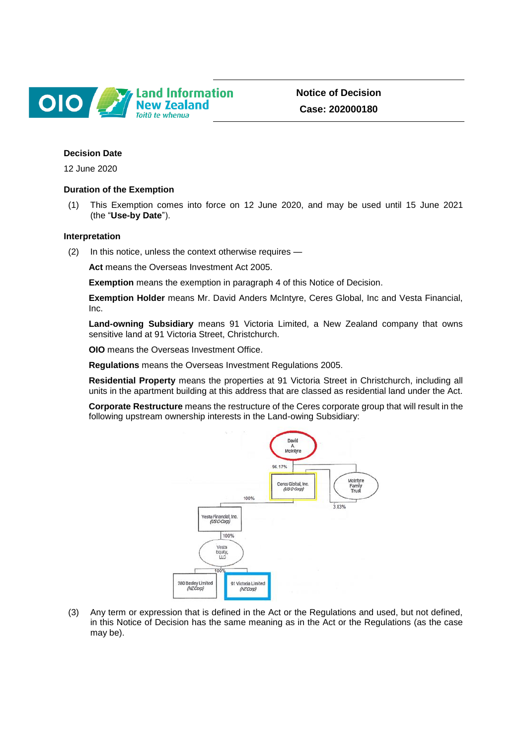**Notice of Decision**
**Case: 202000180**

**Decision Date**

12 June 2020

**Duration of the Exemption**

(1) This Exemption comes into force on 12 June 2020, and may be used until 15 June 2021 (the "**Use-by Date**").

**Interpretation**

(2) In this notice, unless the context otherwise requires —

**Act** means the Overseas Investment Act 2005.

**Exemption** means the exemption in paragraph 4 of this Notice of Decision.

**Exemption Holder** means Mr. David Anders McIntyre, Ceres Global, Inc and Vesta Financial, Inc.

**Land-owning Subsidiary** means 91 Victoria Limited, a New Zealand company that owns sensitive land at 91 Victoria Street, Christchurch.

**OIO** means the Overseas Investment Office.

**Regulations** means the Overseas Investment Regulations 2005.

**Residential Property** means the properties at 91 Victoria Street in Christchurch, including all units in the apartment building at this address that are classed as residential land under the Act.

**Corporate Restructure** means the restructure of the Ceres corporate group that will result in the following upstream ownership interests in the Land-owing Subsidiary:

David A. McIntyre — 96.17% → Ceres Global, Inc. (US C-Corp)

McIntyre Family Trust — 3.83% → Ceres Global, Inc. (US C-Corp)

Ceres Global, Inc. — 100% → Vesta Financial, Inc. (US C-Corp)

Vesta Financial, Inc. — 100% → Vesta Equity, LLC

Vesta Equity, LLC — 100% → 280 Basley Limited (NZ Corp) and 91 Victoria Limited (NZ Corp)

(3) Any term or expression that is defined in the Act or the Regulations and used, but not defined, in this Notice of Decision has the same meaning as in the Act or the Regulations (as the case may be).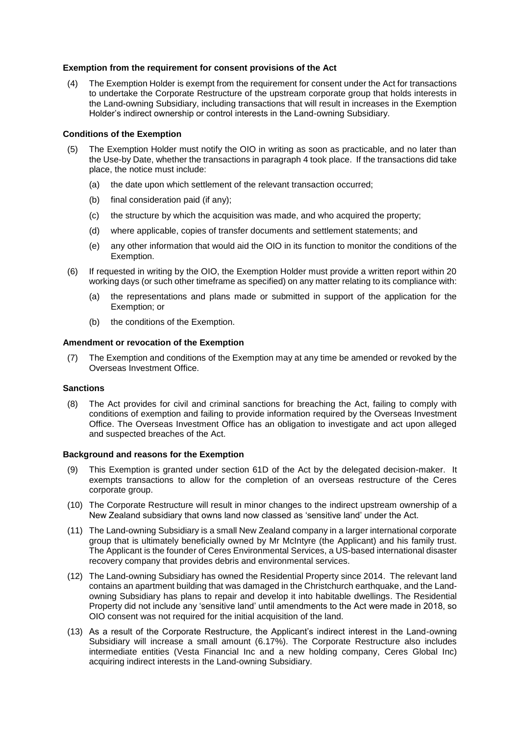### Exemption from the requirement for consent provisions of the Act

(4) The Exemption Holder is exempt from the requirement for consent under the Act for transactions to undertake the Corporate Restructure of the upstream corporate group that holds interests in the Land-owning Subsidiary, including transactions that will result in increases in the Exemption Holder's indirect ownership or control interests in the Land-owning Subsidiary.

### Conditions of the Exemption

(5) The Exemption Holder must notify the OIO in writing as soon as practicable, and no later than the Use-by Date, whether the transactions in paragraph 4 took place. If the transactions did take place, the notice must include:

- (a) the date upon which settlement of the relevant transaction occurred;
- (b) final consideration paid (if any);
- (c) the structure by which the acquisition was made, and who acquired the property;
- (d) where applicable, copies of transfer documents and settlement statements; and
- (e) any other information that would aid the OIO in its function to monitor the conditions of the Exemption.

(6) If requested in writing by the OIO, the Exemption Holder must provide a written report within 20 working days (or such other timeframe as specified) on any matter relating to its compliance with:

- (a) the representations and plans made or submitted in support of the application for the Exemption; or
- (b) the conditions of the Exemption.

### Amendment or revocation of the Exemption

(7) The Exemption and conditions of the Exemption may at any time be amended or revoked by the Overseas Investment Office.

### Sanctions

(8) The Act provides for civil and criminal sanctions for breaching the Act, failing to comply with conditions of exemption and failing to provide information required by the Overseas Investment Office. The Overseas Investment Office has an obligation to investigate and act upon alleged and suspected breaches of the Act.

### Background and reasons for the Exemption

(9) This Exemption is granted under section 61D of the Act by the delegated decision-maker. It exempts transactions to allow for the completion of an overseas restructure of the Ceres corporate group.

(10) The Corporate Restructure will result in minor changes to the indirect upstream ownership of a New Zealand subsidiary that owns land now classed as 'sensitive land' under the Act.

(11) The Land-owning Subsidiary is a small New Zealand company in a larger international corporate group that is ultimately beneficially owned by Mr McIntyre (the Applicant) and his family trust. The Applicant is the founder of Ceres Environmental Services, a US-based international disaster recovery company that provides debris and environmental services.

(12) The Land-owning Subsidiary has owned the Residential Property since 2014. The relevant land contains an apartment building that was damaged in the Christchurch earthquake, and the Land-owning Subsidiary has plans to repair and develop it into habitable dwellings. The Residential Property did not include any 'sensitive land' until amendments to the Act were made in 2018, so OIO consent was not required for the initial acquisition of the land.

(13) As a result of the Corporate Restructure, the Applicant's indirect interest in the Land-owning Subsidiary will increase a small amount (6.17%). The Corporate Restructure also includes intermediate entities (Vesta Financial Inc and a new holding company, Ceres Global Inc) acquiring indirect interests in the Land-owning Subsidiary.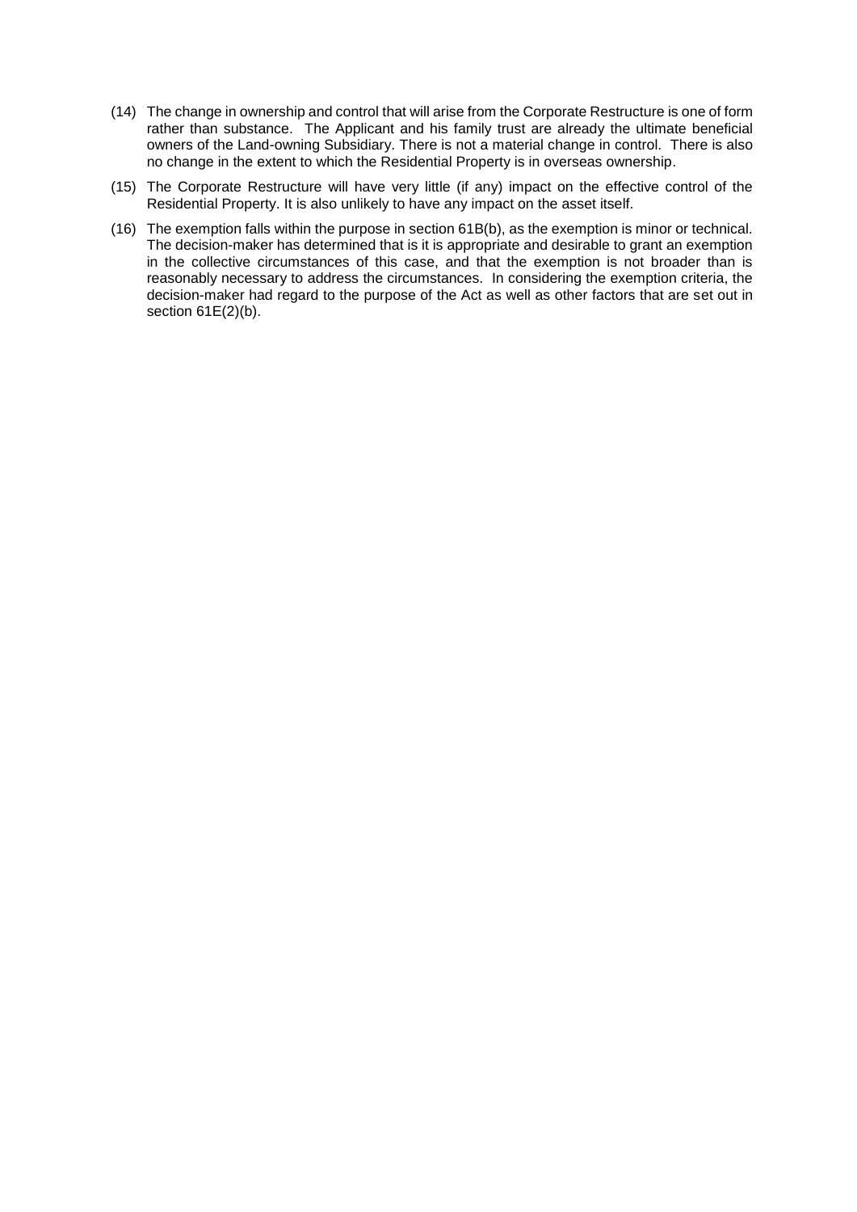(14) The change in ownership and control that will arise from the Corporate Restructure is one of form rather than substance. The Applicant and his family trust are already the ultimate beneficial owners of the Land-owning Subsidiary. There is not a material change in control. There is also no change in the extent to which the Residential Property is in overseas ownership.

(15) The Corporate Restructure will have very little (if any) impact on the effective control of the Residential Property. It is also unlikely to have any impact on the asset itself.

(16) The exemption falls within the purpose in section 61B(b), as the exemption is minor or technical. The decision-maker has determined that is it is appropriate and desirable to grant an exemption in the collective circumstances of this case, and that the exemption is not broader than is reasonably necessary to address the circumstances. In considering the exemption criteria, the decision-maker had regard to the purpose of the Act as well as other factors that are set out in section 61E(2)(b).